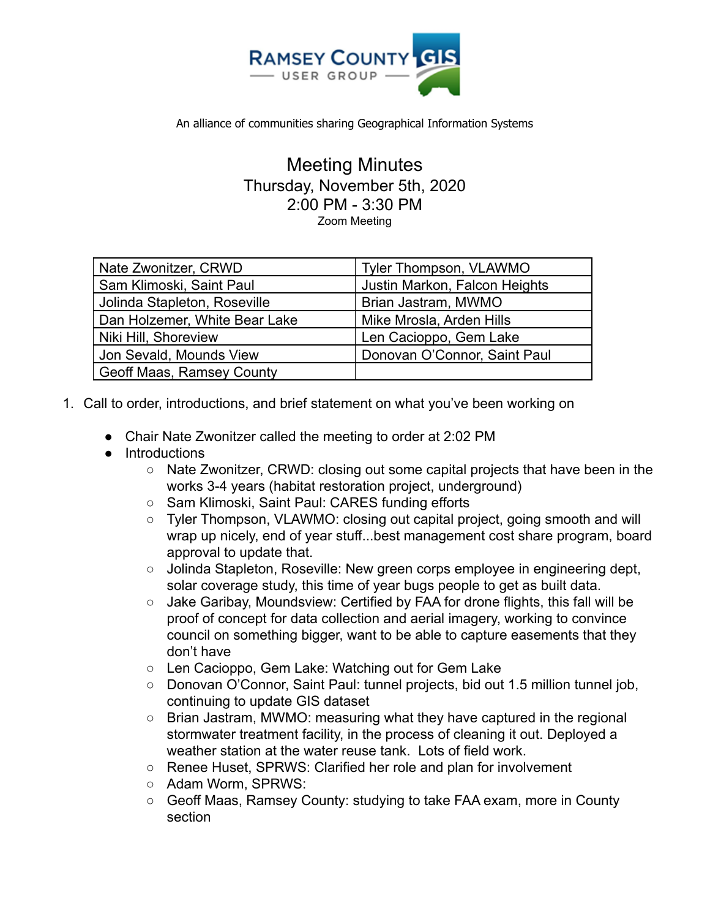# RAMSEY COUNTY GIS USER GROUP

An alliance of communities sharing Geographical Information Systems

## Meeting Minutes

Thursday, November 5th, 2020
2:00 PM - 3:30 PM
Zoom Meeting

| | |
|---|---|
| Nate Zwonitzer, CRWD | Tyler Thompson, VLAWMO |
| Sam Klimoski, Saint Paul | Justin Markon, Falcon Heights |
| Jolinda Stapleton, Roseville | Brian Jastram, MWMO |
| Dan Holzemer, White Bear Lake | Mike Mrosla, Arden Hills |
| Niki Hill, Shoreview | Len Cacioppo, Gem Lake |
| Jon Sevald, Mounds View | Donovan O'Connor, Saint Paul |
| Geoff Maas, Ramsey County | |

1. Call to order, introductions, and brief statement on what you've been working on

   - Chair Nate Zwonitzer called the meeting to order at 2:02 PM
   - Introductions
     - Nate Zwonitzer, CRWD: closing out some capital projects that have been in the works 3-4 years (habitat restoration project, underground)
     - Sam Klimoski, Saint Paul: CARES funding efforts
     - Tyler Thompson, VLAWMO: closing out capital project, going smooth and will wrap up nicely, end of year stuff...best management cost share program, board approval to update that.
     - Jolinda Stapleton, Roseville: New green corps employee in engineering dept, solar coverage study, this time of year bugs people to get as built data.
     - Jake Garibay, Moundsview: Certified by FAA for drone flights, this fall will be proof of concept for data collection and aerial imagery, working to convince council on something bigger, want to be able to capture easements that they don't have
     - Len Cacioppo, Gem Lake: Watching out for Gem Lake
     - Donovan O'Connor, Saint Paul: tunnel projects, bid out 1.5 million tunnel job, continuing to update GIS dataset
     - Brian Jastram, MWMO: measuring what they have captured in the regional stormwater treatment facility, in the process of cleaning it out. Deployed a weather station at the water reuse tank. Lots of field work.
     - Renee Huset, SPRWS: Clarified her role and plan for involvement
     - Adam Worm, SPRWS:
     - Geoff Maas, Ramsey County: studying to take FAA exam, more in County section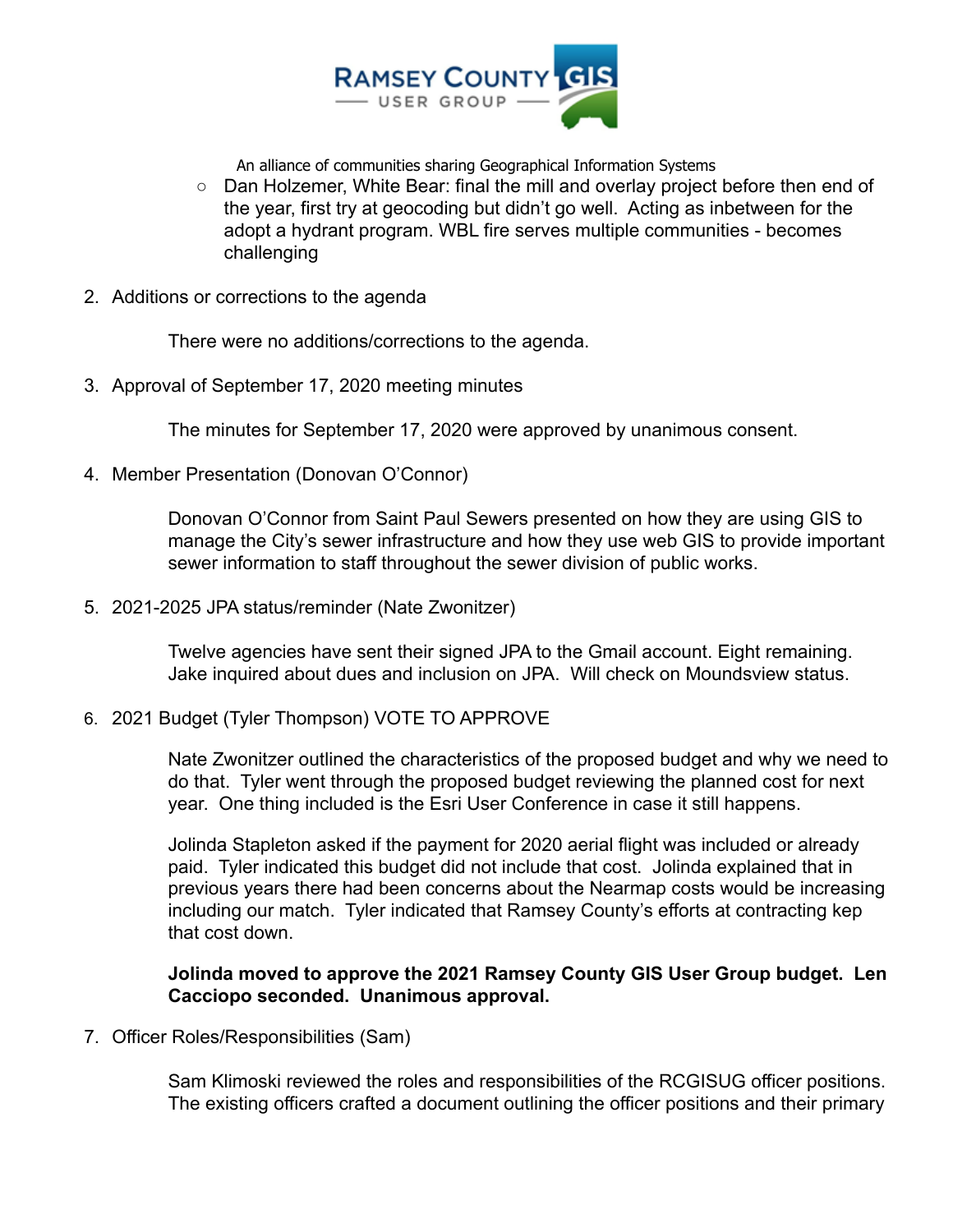- Dan Holzemer, White Bear: final the mill and overlay project before then end of the year, first try at geocoding but didn't go well. Acting as inbetween for the adopt a hydrant program. WBL fire serves multiple communities - becomes challenging

2. Additions or corrections to the agenda

   There were no additions/corrections to the agenda.

3. Approval of September 17, 2020 meeting minutes

   The minutes for September 17, 2020 were approved by unanimous consent.

4. Member Presentation (Donovan O'Connor)

   Donovan O'Connor from Saint Paul Sewers presented on how they are using GIS to manage the City's sewer infrastructure and how they use web GIS to provide important sewer information to staff throughout the sewer division of public works.

5. 2021-2025 JPA status/reminder (Nate Zwonitzer)

   Twelve agencies have sent their signed JPA to the Gmail account. Eight remaining. Jake inquired about dues and inclusion on JPA. Will check on Moundsview status.

6. 2021 Budget (Tyler Thompson) VOTE TO APPROVE

   Nate Zwonitzer outlined the characteristics of the proposed budget and why we need to do that. Tyler went through the proposed budget reviewing the planned cost for next year. One thing included is the Esri User Conference in case it still happens.

   Jolinda Stapleton asked if the payment for 2020 aerial flight was included or already paid. Tyler indicated this budget did not include that cost. Jolinda explained that in previous years there had been concerns about the Nearmap costs would be increasing including our match. Tyler indicated that Ramsey County's efforts at contracting kep that cost down.

   **Jolinda moved to approve the 2021 Ramsey County GIS User Group budget. Len Cacciopo seconded. Unanimous approval.**

7. Officer Roles/Responsibilities (Sam)

   Sam Klimoski reviewed the roles and responsibilities of the RCGISUG officer positions. The existing officers crafted a document outlining the officer positions and their primary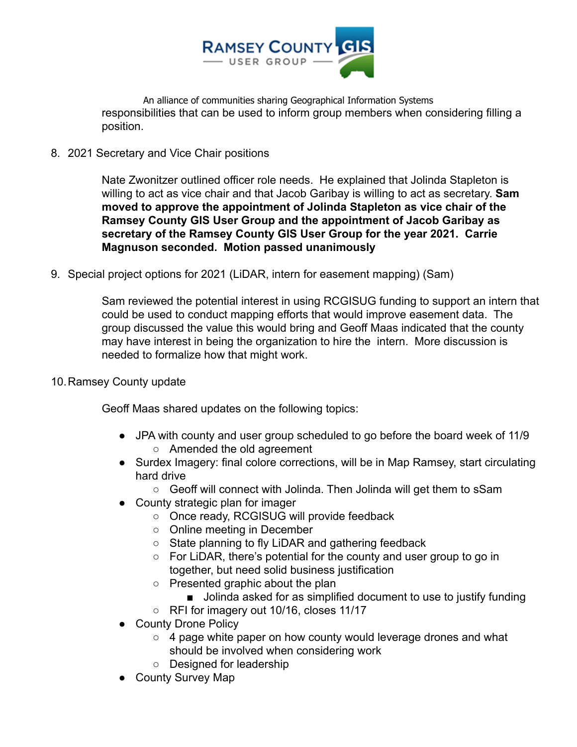responsibilities that can be used to inform group members when considering filling a position.

8. 2021 Secretary and Vice Chair positions

   Nate Zwonitzer outlined officer role needs. He explained that Jolinda Stapleton is willing to act as vice chair and that Jacob Garibay is willing to act as secretary. **Sam moved to approve the appointment of Jolinda Stapleton as vice chair of the Ramsey County GIS User Group and the appointment of Jacob Garibay as secretary of the Ramsey County GIS User Group for the year 2021. Carrie Magnuson seconded. Motion passed unanimously**

9. Special project options for 2021 (LiDAR, intern for easement mapping) (Sam)

   Sam reviewed the potential interest in using RCGISUG funding to support an intern that could be used to conduct mapping efforts that would improve easement data. The group discussed the value this would bring and Geoff Maas indicated that the county may have interest in being the organization to hire the intern. More discussion is needed to formalize how that might work.

10. Ramsey County update

    Geoff Maas shared updates on the following topics:

    - JPA with county and user group scheduled to go before the board week of 11/9
      - Amended the old agreement
    - Surdex Imagery: final colore corrections, will be in Map Ramsey, start circulating hard drive
      - Geoff will connect with Jolinda. Then Jolinda will get them to sSam
    - County strategic plan for imager
      - Once ready, RCGISUG will provide feedback
      - Online meeting in December
      - State planning to fly LiDAR and gathering feedback
      - For LiDAR, there's potential for the county and user group to go in together, but need solid business justification
      - Presented graphic about the plan
        - Jolinda asked for as simplified document to use to justify funding
      - RFI for imagery out 10/16, closes 11/17
    - County Drone Policy
      - 4 page white paper on how county would leverage drones and what should be involved when considering work
      - Designed for leadership
    - County Survey Map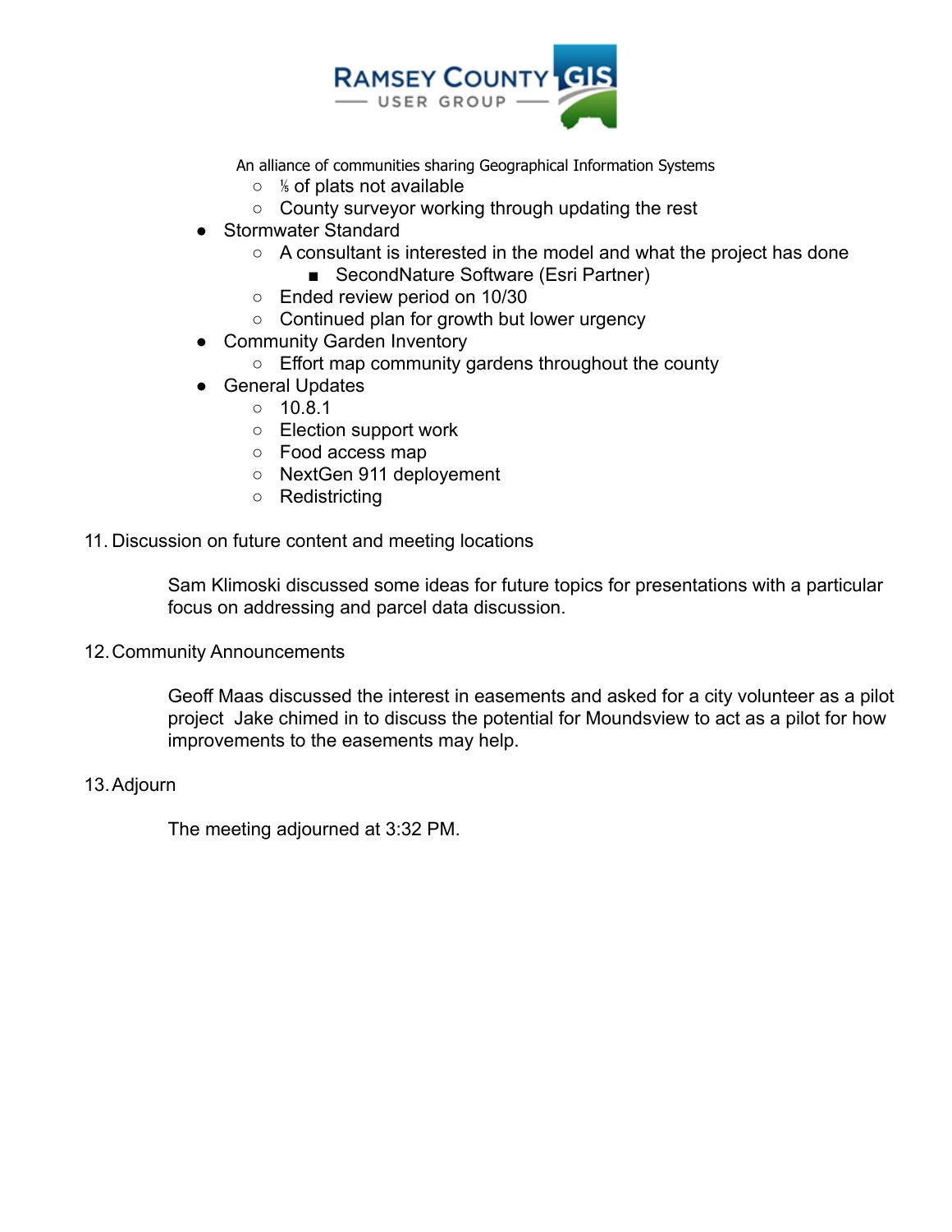An alliance of communities sharing Geographical Information Systems

    - ⅕ of plats not available
    - County surveyor working through updating the rest
- Stormwater Standard
    - A consultant is interested in the model and what the project has done
        - SecondNature Software (Esri Partner)
    - Ended review period on 10/30
    - Continued plan for growth but lower urgency
- Community Garden Inventory
    - Effort map community gardens throughout the county
- General Updates
    - 10.8.1
    - Election support work
    - Food access map
    - NextGen 911 deployement
    - Redistricting

11. Discussion on future content and meeting locations

    Sam Klimoski discussed some ideas for future topics for presentations with a particular focus on addressing and parcel data discussion.

12. Community Announcements

    Geoff Maas discussed the interest in easements and asked for a city volunteer as a pilot project  Jake chimed in to discuss the potential for Moundsview to act as a pilot for how improvements to the easements may help.

13. Adjourn

    The meeting adjourned at 3:32 PM.